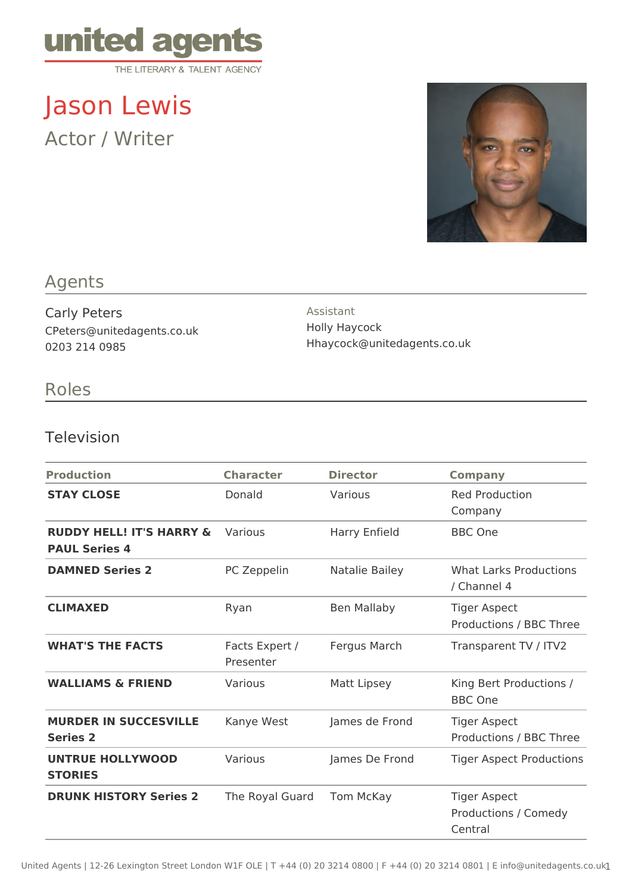united agents

THE LITERARY & TALENT AGENCY

# Jason Lewis

Actor / Writer

## Agents

Carly Peters
CPeters@unitedagents.co.uk
0203 214 0985

Assistant
Holly Haycock
Hhaycock@unitedagents.co.uk

## Roles

### Television

| Production | Character | Director | Company |
| --- | --- | --- | --- |
| **STAY CLOSE** | Donald | Various | Red Production Company |
| **RUDDY HELL! IT'S HARRY & PAUL Series 4** | Various | Harry Enfield | BBC One |
| **DAMNED Series 2** | PC Zeppelin | Natalie Bailey | What Larks Productions / Channel 4 |
| **CLIMAXED** | Ryan | Ben Mallaby | Tiger Aspect Productions / BBC Three |
| **WHAT'S THE FACTS** | Facts Expert / Presenter | Fergus March | Transparent TV / ITV2 |
| **WALLIAMS & FRIEND** | Various | Matt Lipsey | King Bert Productions / BBC One |
| **MURDER IN SUCCESVILLE Series 2** | Kanye West | James de Frond | Tiger Aspect Productions / BBC Three |
| **UNTRUE HOLLYWOOD STORIES** | Various | James De Frond | Tiger Aspect Productions |
| **DRUNK HISTORY Series 2** | The Royal Guard | Tom McKay | Tiger Aspect Productions / Comedy Central |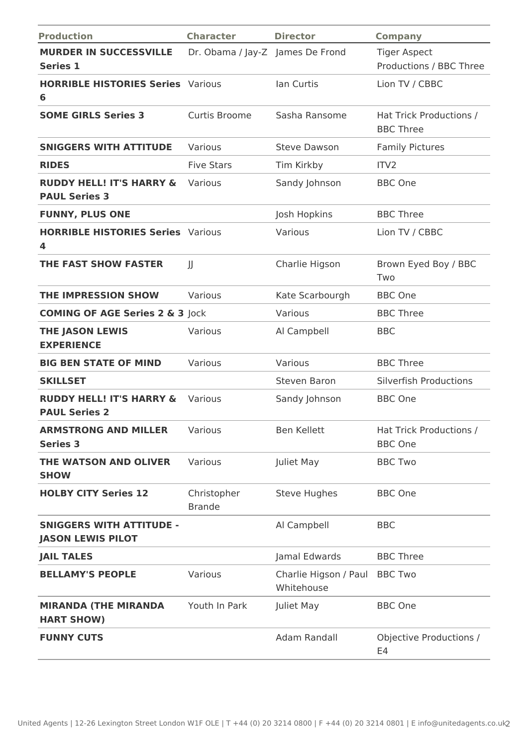| Production | Character | Director | Company |
|---|---|---|---|
| **MURDER IN SUCCESSVILLE Series 1** | Dr. Obama / Jay-Z | James De Frond | Tiger Aspect Productions / BBC Three |
| **HORRIBLE HISTORIES Series 6** | Various | Ian Curtis | Lion TV / CBBC |
| **SOME GIRLS Series 3** | Curtis Broome | Sasha Ransome | Hat Trick Productions / BBC Three |
| **SNIGGERS WITH ATTITUDE** | Various | Steve Dawson | Family Pictures |
| **RIDES** | Five Stars | Tim Kirkby | ITV2 |
| **RUDDY HELL! IT'S HARRY & PAUL Series 3** | Various | Sandy Johnson | BBC One |
| **FUNNY, PLUS ONE** | | Josh Hopkins | BBC Three |
| **HORRIBLE HISTORIES Series 4** | Various | Various | Lion TV / CBBC |
| **THE FAST SHOW FASTER** | JJ | Charlie Higson | Brown Eyed Boy / BBC Two |
| **THE IMPRESSION SHOW** | Various | Kate Scarbourgh | BBC One |
| **COMING OF AGE Series 2 & 3** | Jock | Various | BBC Three |
| **THE JASON LEWIS EXPERIENCE** | Various | Al Campbell | BBC |
| **BIG BEN STATE OF MIND** | Various | Various | BBC Three |
| **SKILLSET** | | Steven Baron | Silverfish Productions |
| **RUDDY HELL! IT'S HARRY & PAUL Series 2** | Various | Sandy Johnson | BBC One |
| **ARMSTRONG AND MILLER Series 3** | Various | Ben Kellett | Hat Trick Productions / BBC One |
| **THE WATSON AND OLIVER SHOW** | Various | Juliet May | BBC Two |
| **HOLBY CITY Series 12** | Christopher Brande | Steve Hughes | BBC One |
| **SNIGGERS WITH ATTITUDE - JASON LEWIS PILOT** | | Al Campbell | BBC |
| **JAIL TALES** | | Jamal Edwards | BBC Three |
| **BELLAMY'S PEOPLE** | Various | Charlie Higson / Paul Whitehouse | BBC Two |
| **MIRANDA (THE MIRANDA HART SHOW)** | Youth In Park | Juliet May | BBC One |
| **FUNNY CUTS** | | Adam Randall | Objective Productions / E4 |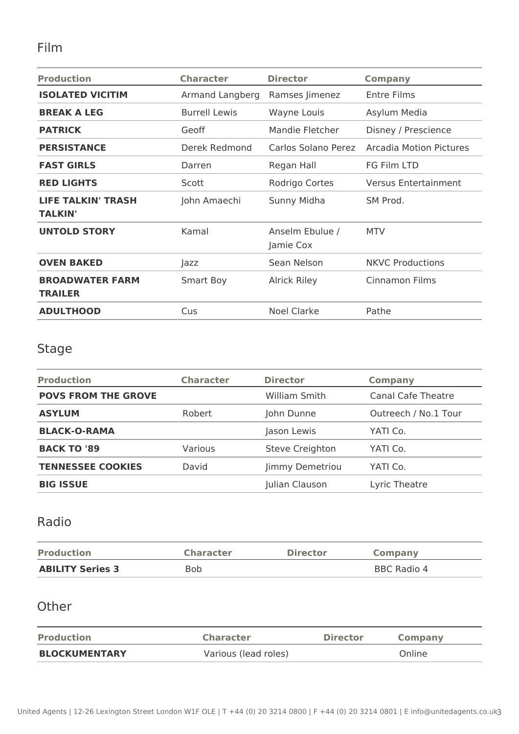## Film

| Production | Character | Director | Company |
| --- | --- | --- | --- |
| **ISOLATED VICITIM** | Armand Langberg | Ramses Jimenez | Entre Films |
| **BREAK A LEG** | Burrell Lewis | Wayne Louis | Asylum Media |
| **PATRICK** | Geoff | Mandie Fletcher | Disney / Prescience |
| **PERSISTANCE** | Derek Redmond | Carlos Solano Perez | Arcadia Motion Pictures |
| **FAST GIRLS** | Darren | Regan Hall | FG Film LTD |
| **RED LIGHTS** | Scott | Rodrigo Cortes | Versus Entertainment |
| **LIFE TALKIN' TRASH TALKIN'** | John Amaechi | Sunny Midha | SM Prod. |
| **UNTOLD STORY** | Kamal | Anselm Ebulue / Jamie Cox | MTV |
| **OVEN BAKED** | Jazz | Sean Nelson | NKVC Productions |
| **BROADWATER FARM TRAILER** | Smart Boy | Alrick Riley | Cinnamon Films |
| **ADULTHOOD** | Cus | Noel Clarke | Pathe |

## Stage

| Production | Character | Director | Company |
| --- | --- | --- | --- |
| **POVS FROM THE GROVE** | | William Smith | Canal Cafe Theatre |
| **ASYLUM** | Robert | John Dunne | Outreech / No.1 Tour |
| **BLACK-O-RAMA** | | Jason Lewis | YATI Co. |
| **BACK TO '89** | Various | Steve Creighton | YATI Co. |
| **TENNESSEE COOKIES** | David | Jimmy Demetriou | YATI Co. |
| **BIG ISSUE** | | Julian Clauson | Lyric Theatre |

## Radio

| Production | Character | Director | Company |
| --- | --- | --- | --- |
| **ABILITY Series 3** | Bob | | BBC Radio 4 |

## Other

| Production | Character | Director | Company |
| --- | --- | --- | --- |
| **BLOCKUMENTARY** | Various (lead roles) | | Online |

United Agents | 12-26 Lexington Street London W1F OLE | T +44 (0) 20 3214 0800 | F +44 (0) 20 3214 0801 | E info@unitedagents.co.uk